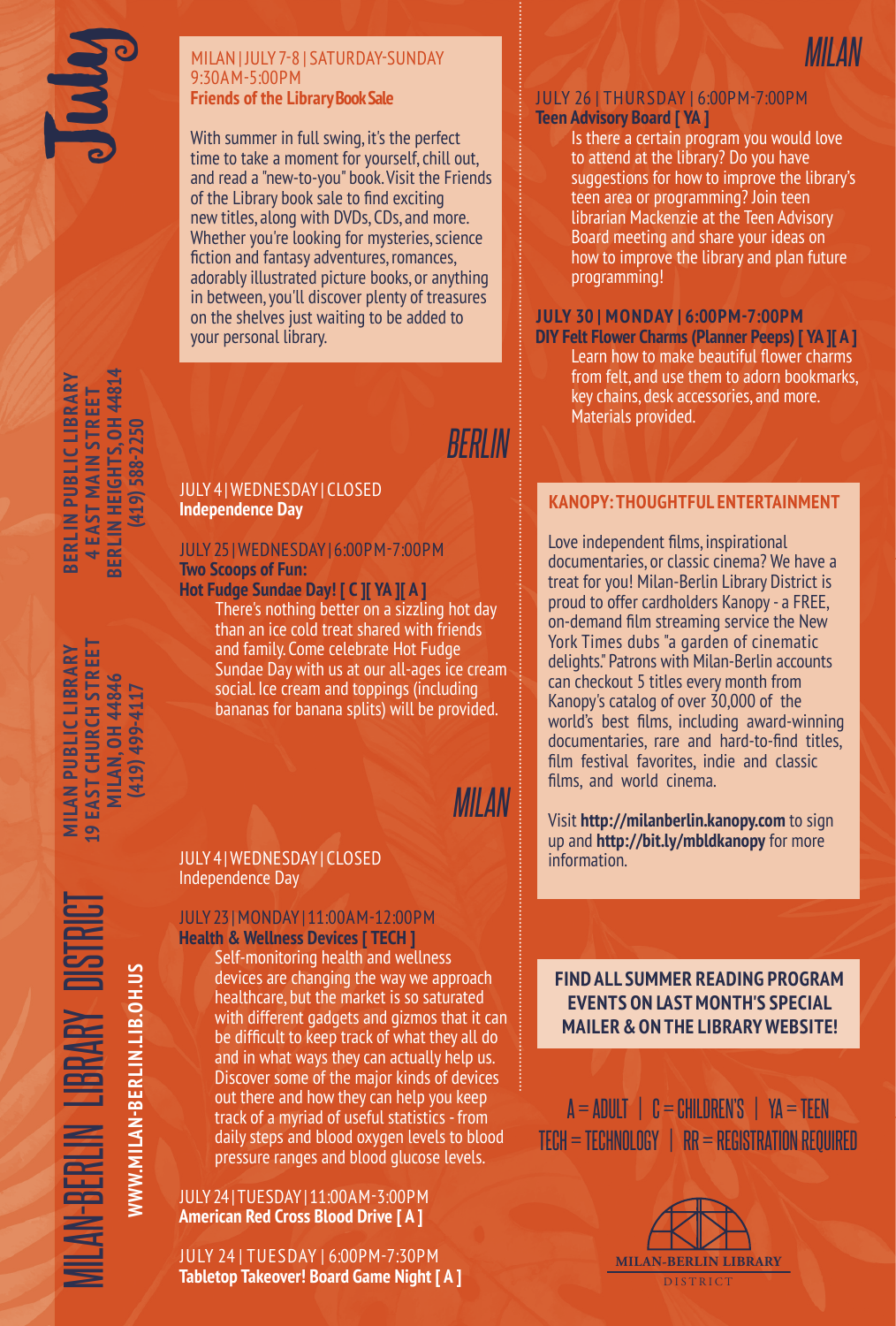# July

**MILAN-BERLIN LIBRARY DISTRICT**

**WWW.MILAN-BERLIN.LIB.OH.US**

**BERLIN PUBLIC LIBRARY**
**4 EAST MAIN STREET**
**BERLIN HEIGHTS, OH 44814**
**(419) 588-2250**

**MILAN PUBLIC LIBRARY**
**19 EAST CHURCH STREET**
**MILAN, OH 44846**
**(419) 499-4117**

MILAN | JULY 7-8 | SATURDAY-SUNDAY
9:30AM-5:00PM
**Friends of the Library Book Sale**

With summer in full swing, it's the perfect time to take a moment for yourself, chill out, and read a "new-to-you" book. Visit the Friends of the Library book sale to find exciting new titles, along with DVDs, CDs, and more. Whether you're looking for mysteries, science fiction and fantasy adventures, romances, adorably illustrated picture books, or anything in between, you'll discover plenty of treasures on the shelves just waiting to be added to your personal library.

## BERLIN

JULY 4 | WEDNESDAY | CLOSED
**Independence Day**

JULY 25 | WEDNESDAY | 6:00PM-7:00PM
**Two Scoops of Fun:**
**Hot Fudge Sundae Day! [ C ][ YA ][ A ]**
There's nothing better on a sizzling hot day than an ice cold treat shared with friends and family. Come celebrate Hot Fudge Sundae Day with us at our all-ages ice cream social. Ice cream and toppings (including bananas for banana splits) will be provided.

## MILAN

JULY 4 | WEDNESDAY | CLOSED
Independence Day

JULY 23 | MONDAY | 11:00AM-12:00PM
**Health & Wellness Devices [ TECH ]**
Self-monitoring health and wellness devices are changing the way we approach healthcare, but the market is so saturated with different gadgets and gizmos that it can be difficult to keep track of what they all do and in what ways they can actually help us. Discover some of the major kinds of devices out there and how they can help you keep track of a myriad of useful statistics - from daily steps and blood oxygen levels to blood pressure ranges and blood glucose levels.

JULY 24 | TUESDAY | 11:00AM-3:00PM
**American Red Cross Blood Drive [ A ]**

JULY 24 | TUESDAY | 6:00PM-7:30PM
**Tabletop Takeover! Board Game Night [ A ]**

## MILAN

JULY 26 | THURSDAY | 6:00PM-7:00PM
**Teen Advisory Board [ YA ]**
Is there a certain program you would love to attend at the library? Do you have suggestions for how to improve the library's teen area or programming? Join teen librarian Mackenzie at the Teen Advisory Board meeting and share your ideas on how to improve the library and plan future programming!

**JULY 30 | MONDAY | 6:00PM-7:00PM**
**DIY Felt Flower Charms (Planner Peeps) [ YA ][ A ]**
Learn how to make beautiful flower charms from felt, and use them to adorn bookmarks, key chains, desk accessories, and more. Materials provided.

### KANOPY: THOUGHTFUL ENTERTAINMENT

Love independent films, inspirational documentaries, or classic cinema? We have a treat for you! Milan-Berlin Library District is proud to offer cardholders Kanopy - a FREE, on-demand film streaming service the New York Times dubs "a garden of cinematic delights." Patrons with Milan-Berlin accounts can checkout 5 titles every month from Kanopy's catalog of over 30,000 of the world's best films, including award-winning documentaries, rare and hard-to-find titles, film festival favorites, indie and classic films, and world cinema.

Visit **http://milanberlin.kanopy.com** to sign up and **http://bit.ly/mbldkanopy** for more information.

**FIND ALL SUMMER READING PROGRAM EVENTS ON LAST MONTH'S SPECIAL MAILER & ON THE LIBRARY WEBSITE!**

A = ADULT | C = CHILDREN'S | YA = TEEN
TECH = TECHNOLOGY | RR = REGISTRATION REQUIRED

MILAN-BERLIN LIBRARY DISTRICT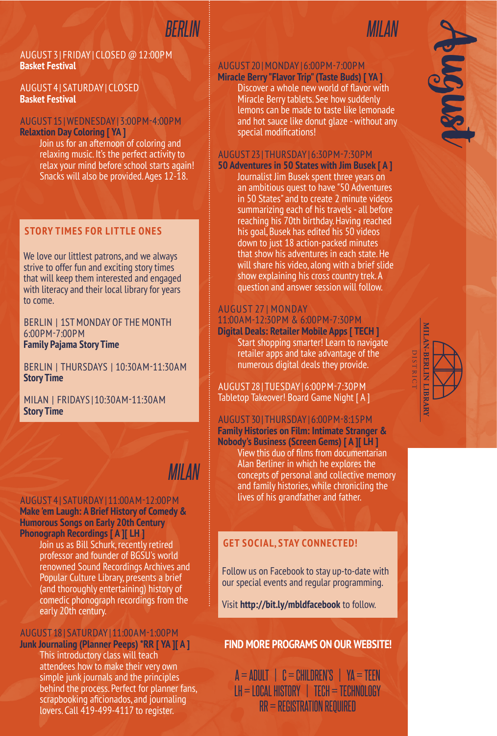# August

## BERLIN

AUGUST 3 | FRIDAY | CLOSED @ 12:00PM
**Basket Festival**

AUGUST 4 | SATURDAY | CLOSED
**Basket Festival**

AUGUST 15 | WEDNESDAY | 3:00PM-4:00PM
**Relaxtion Day Coloring [ YA ]**

Join us for an afternoon of coloring and relaxing music. It's the perfect activity to relax your mind before school starts again! Snacks will also be provided. Ages 12-18.

### STORY TIMES FOR LITTLE ONES

We love our littlest patrons, and we always strive to offer fun and exciting story times that will keep them interested and engaged with literacy and their local library for years to come.

BERLIN | 1ST MONDAY OF THE MONTH
6:00PM-7:00PM
**Family Pajama Story Time**

BERLIN | THURSDAYS | 10:30AM-11:30AM
**Story Time**

MILAN | FRIDAYS | 10:30AM-11:30AM
**Story Time**

## MILAN

AUGUST 4 | SATURDAY | 11:00AM-12:00PM
**Make 'em Laugh: A Brief History of Comedy & Humorous Songs on Early 20th Century Phonograph Recordings [ A ][ LH ]**

Join us as Bill Schurk, recently retired professor and founder of BGSU's world renowned Sound Recordings Archives and Popular Culture Library, presents a brief (and thoroughly entertaining) history of comedic phonograph recordings from the early 20th century.

AUGUST 18 | SATURDAY | 11:00AM-1:00PM
**Junk Journaling (Planner Peeps) *RR [ YA ][ A ]**

This introductory class will teach attendees how to make their very own simple junk journals and the principles behind the process. Perfect for planner fans, scrapbooking aficionados, and journaling lovers. Call 419-499-4117 to register.

## MILAN

AUGUST 20 | MONDAY | 6:00PM-7:00PM
**Miracle Berry "Flavor Trip" (Taste Buds) [ YA ]**

Discover a whole new world of flavor with Miracle Berry tablets. See how suddenly lemons can be made to taste like lemonade and hot sauce like donut glaze - without any special modifications!

AUGUST 23 | THURSDAY | 6:30PM-7:30PM
**50 Adventures in 50 States with Jim Busek [ A ]**

Journalist Jim Busek spent three years on an ambitious quest to have "50 Adventures in 50 States" and to create 2 minute videos summarizing each of his travels - all before reaching his 70th birthday. Having reached his goal, Busek has edited his 50 videos down to just 18 action-packed minutes that show his adventures in each state. He will share his video, along with a brief slide show explaining his cross country trek. A question and answer session will follow.

AUGUST 27 | MONDAY
11:00AM-12:30PM & 6:00PM-7:30PM
**Digital Deals: Retailer Mobile Apps [ TECH ]**

Start shopping smarter! Learn to navigate retailer apps and take advantage of the numerous digital deals they provide.

AUGUST 28 | TUESDAY | 6:00PM-7:30PM
Tabletop Takeover! Board Game Night [ A ]

AUGUST 30 | THURSDAY | 6:00PM-8:15PM
**Family Histories on Film: Intimate Stranger & Nobody's Business (Screen Gems) [ A ][ LH ]**

View this duo of films from documentarian Alan Berliner in which he explores the concepts of personal and collective memory and family histories, while chronicling the lives of his grandfather and father.

### GET SOCIAL, STAY CONNECTED!

Follow us on Facebook to stay up-to-date with our special events and regular programming.

Visit **http://bit.ly/mbldfacebook** to follow.

**FIND MORE PROGRAMS ON OUR WEBSITE!**

A = ADULT | C = CHILDREN'S | YA = TEEN
LH = LOCAL HISTORY | TECH = TECHNOLOGY
RR = REGISTRATION REQUIRED

MILAN-BERLIN LIBRARY DISTRICT